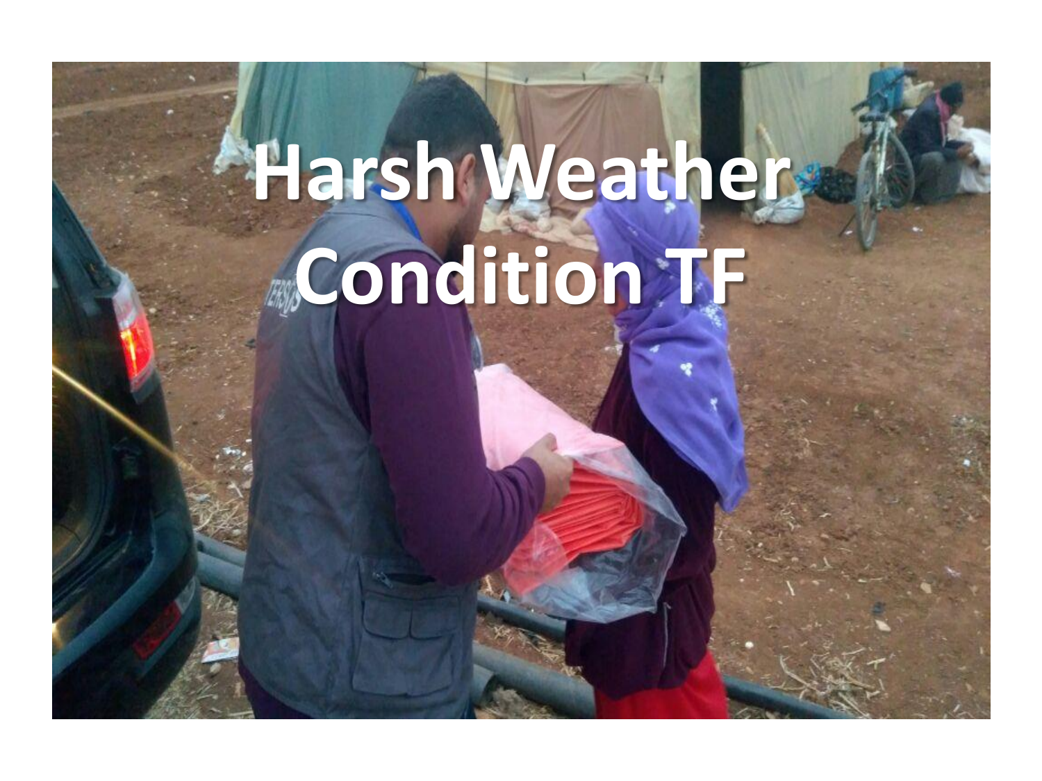# Harsh Weather Condition TF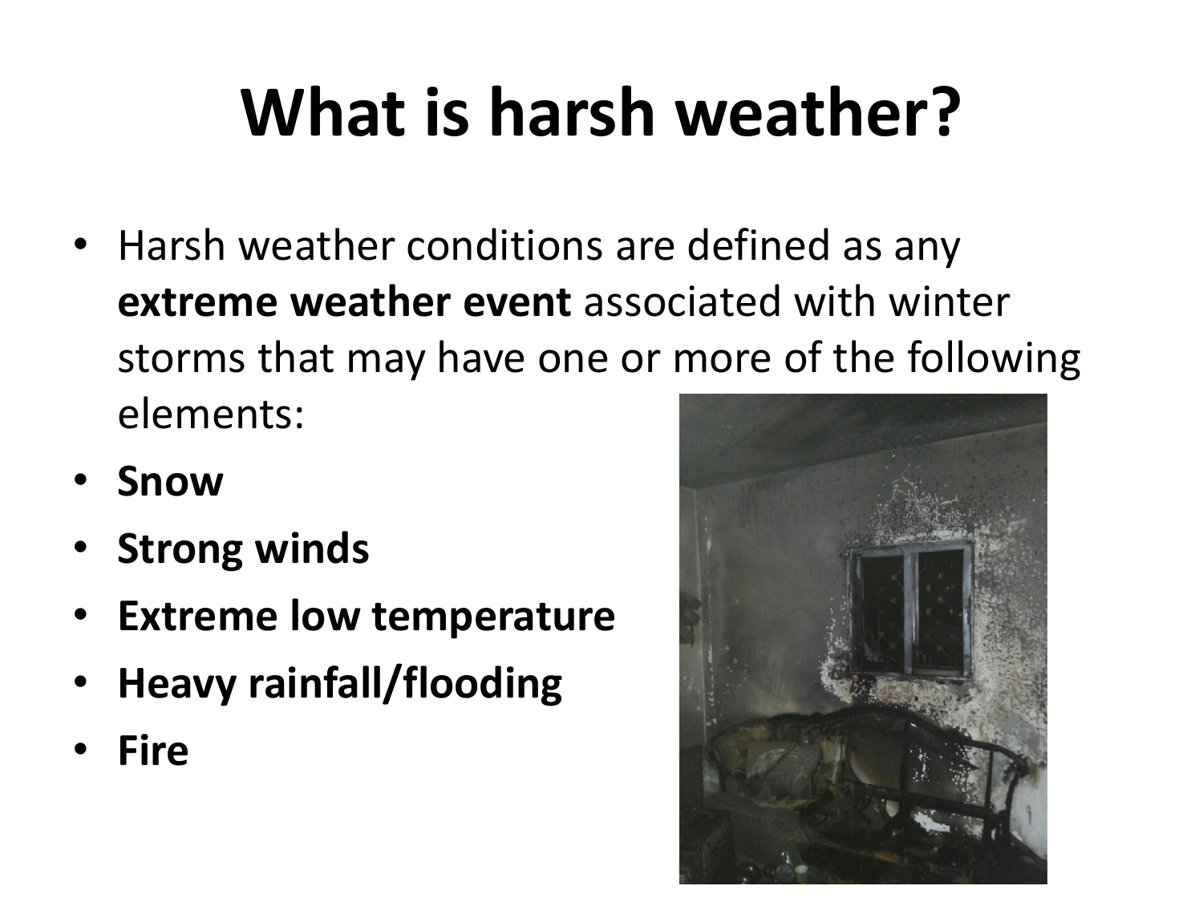# What is harsh weather?

- Harsh weather conditions are defined as any **extreme weather event** associated with winter storms that may have one or more of the following elements:
- **Snow**
- **Strong winds**
- **Extreme low temperature**
- **Heavy rainfall/flooding**
- **Fire**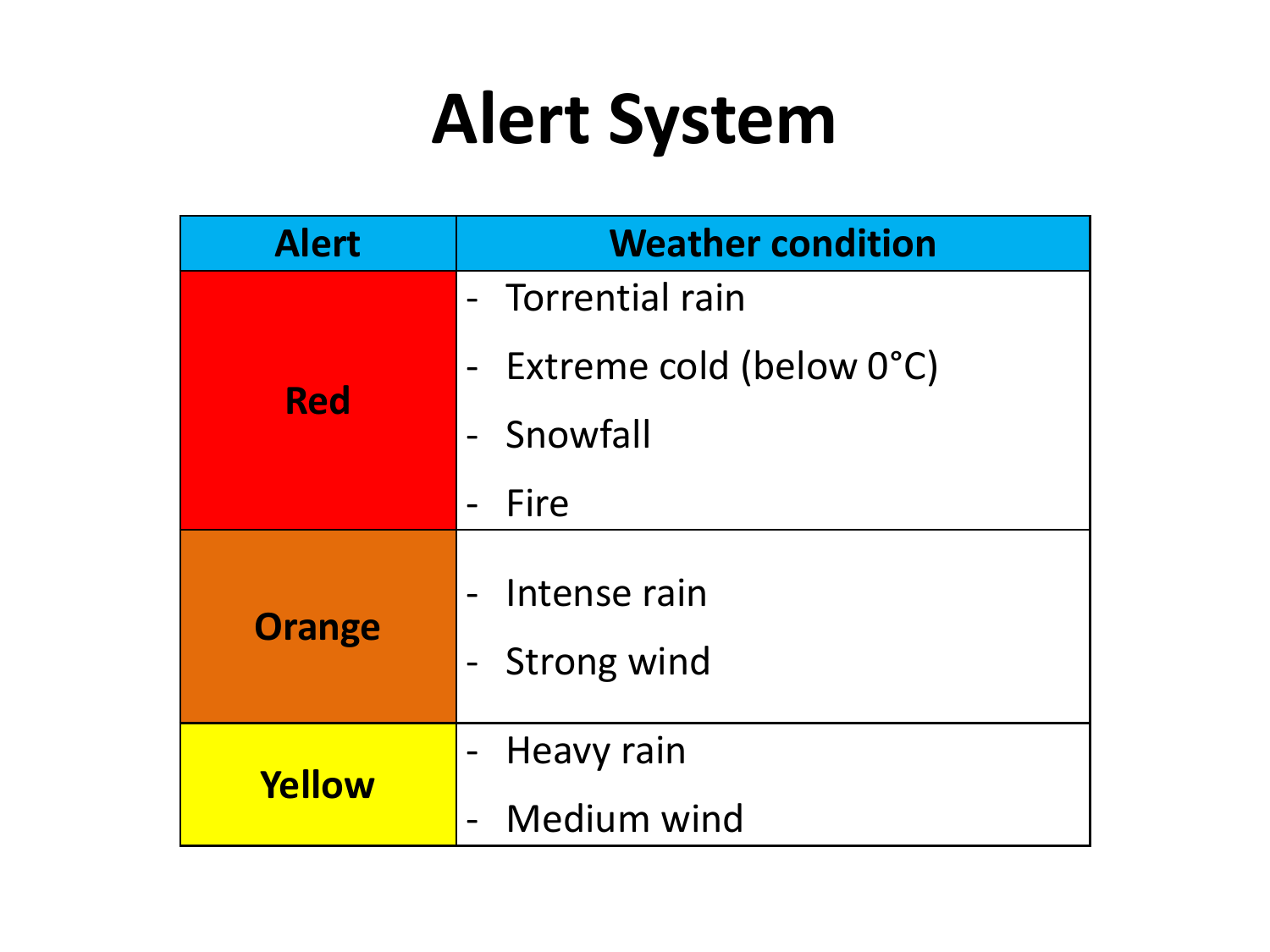# Alert System

| Alert | Weather condition |
| --- | --- |
| Red | - Torrential rain<br>- Extreme cold (below 0°C)<br>- Snowfall<br>- Fire |
| Orange | - Intense rain<br>- Strong wind |
| Yellow | - Heavy rain<br>- Medium wind |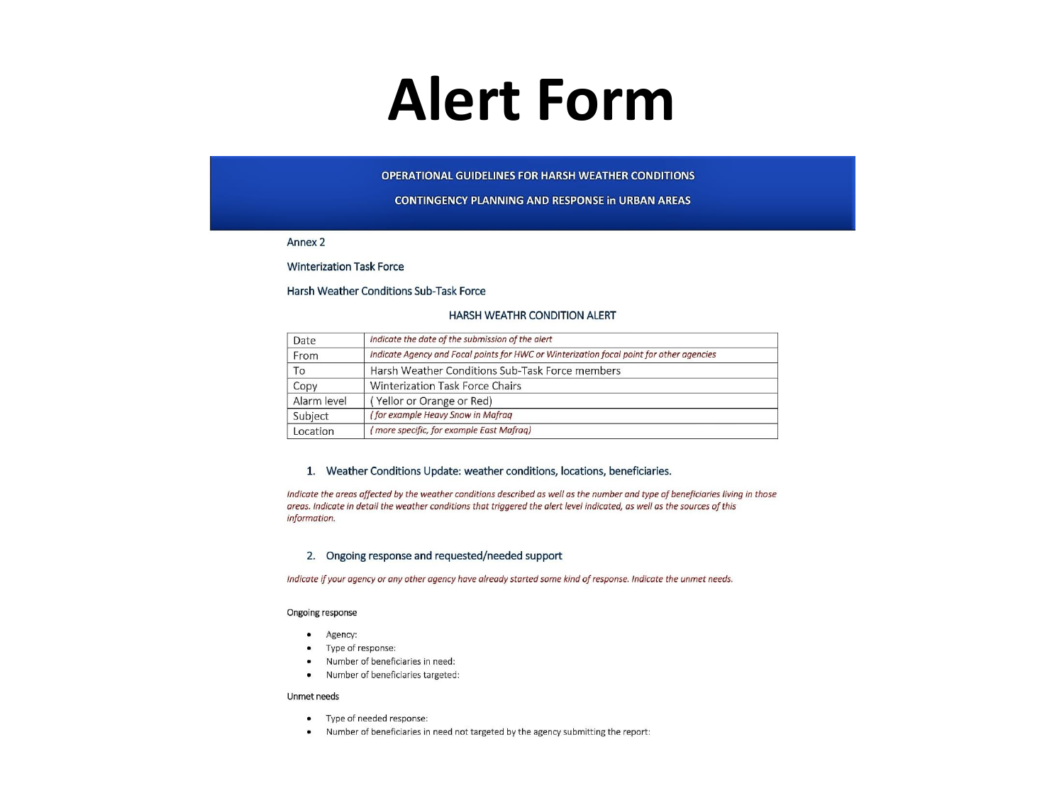# Alert Form

**OPERATIONAL GUIDELINES FOR HARSH WEATHER CONDITIONS**

**CONTINGENCY PLANNING AND RESPONSE in URBAN AREAS**

Annex 2

Winterization Task Force

Harsh Weather Conditions Sub-Task Force

HARSH WEATHR CONDITION ALERT

| Date | *Indicate the date of the submission of the alert* |
|---|---|
| From | *Indicate Agency and Focal points for HWC or Winterization focal point for other agencies* |
| To | Harsh Weather Conditions Sub-Task Force members |
| Copy | Winterization Task Force Chairs |
| Alarm level | ( Yellor or Orange or Red) |
| Subject | *( for example Heavy Snow in Mafraq* |
| Location | *( more specific, for example East Mafraq)* |

1. Weather Conditions Update: weather conditions, locations, beneficiaries.

*Indicate the areas affected by the weather conditions described as well as the number and type of beneficiaries living in those areas. Indicate in detail the weather conditions that triggered the alert level indicated, as well as the sources of this information.*

2. Ongoing response and requested/needed support

*Indicate if your agency or any other agency have already started some kind of response. Indicate the unmet needs.*

Ongoing response

- Agency:
- Type of response:
- Number of beneficiaries in need:
- Number of beneficiaries targeted:

Unmet needs

- Type of needed response:
- Number of beneficiaries in need not targeted by the agency submitting the report: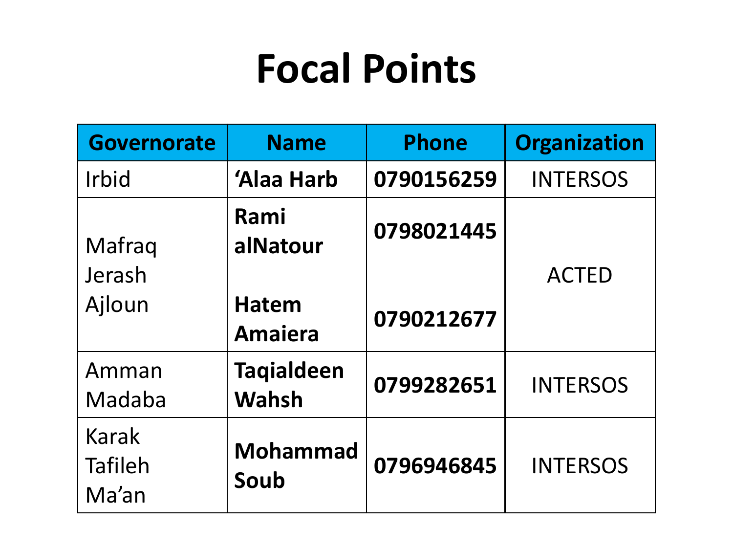# Focal Points

| Governorate | Name | Phone | Organization |
|---|---|---|---|
| Irbid | **‘Alaa Harb** | **0790156259** | INTERSOS |
| Mafraq Jerash Ajloun | **Rami alNatour** | **0798021445** | ACTED |
| | **Hatem Amaiera** | **0790212677** | |
| Amman Madaba | **Taqialdeen Wahsh** | **0799282651** | INTERSOS |
| Karak Tafileh Ma’an | **Mohammad Soub** | **0796946845** | INTERSOS |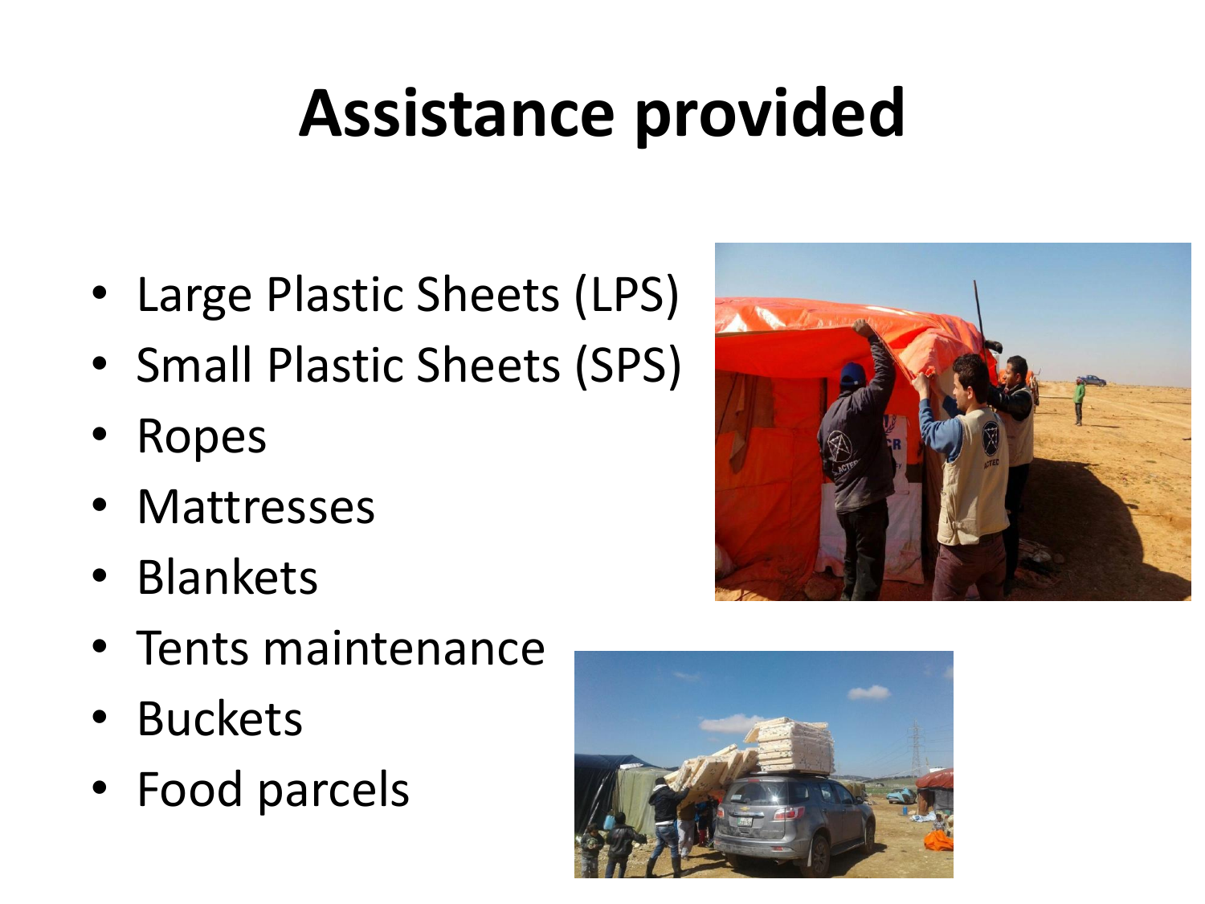# Assistance provided

- Large Plastic Sheets (LPS)
- Small Plastic Sheets (SPS)
- Ropes
- Mattresses
- Blankets
- Tents maintenance
- Buckets
- Food parcels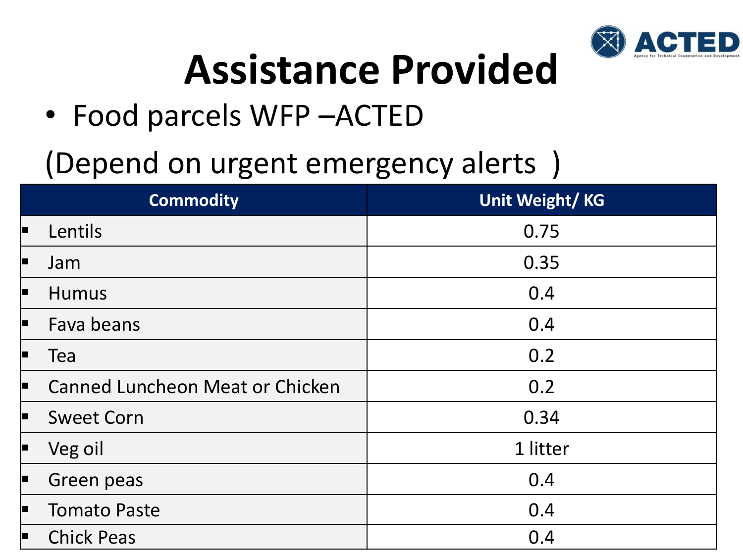# Assistance Provided

- Food parcels WFP –ACTED

(Depend on urgent emergency alerts )

| Commodity | Unit Weight/ KG |
|---|---|
| ▪ Lentils | 0.75 |
| ▪ Jam | 0.35 |
| ▪ Humus | 0.4 |
| ▪ Fava beans | 0.4 |
| ▪ Tea | 0.2 |
| ▪ Canned Luncheon Meat or Chicken | 0.2 |
| ▪ Sweet Corn | 0.34 |
| ▪ Veg oil | 1 litter |
| ▪ Green peas | 0.4 |
| ▪ Tomato Paste | 0.4 |
| ▪ Chick Peas | 0.4 |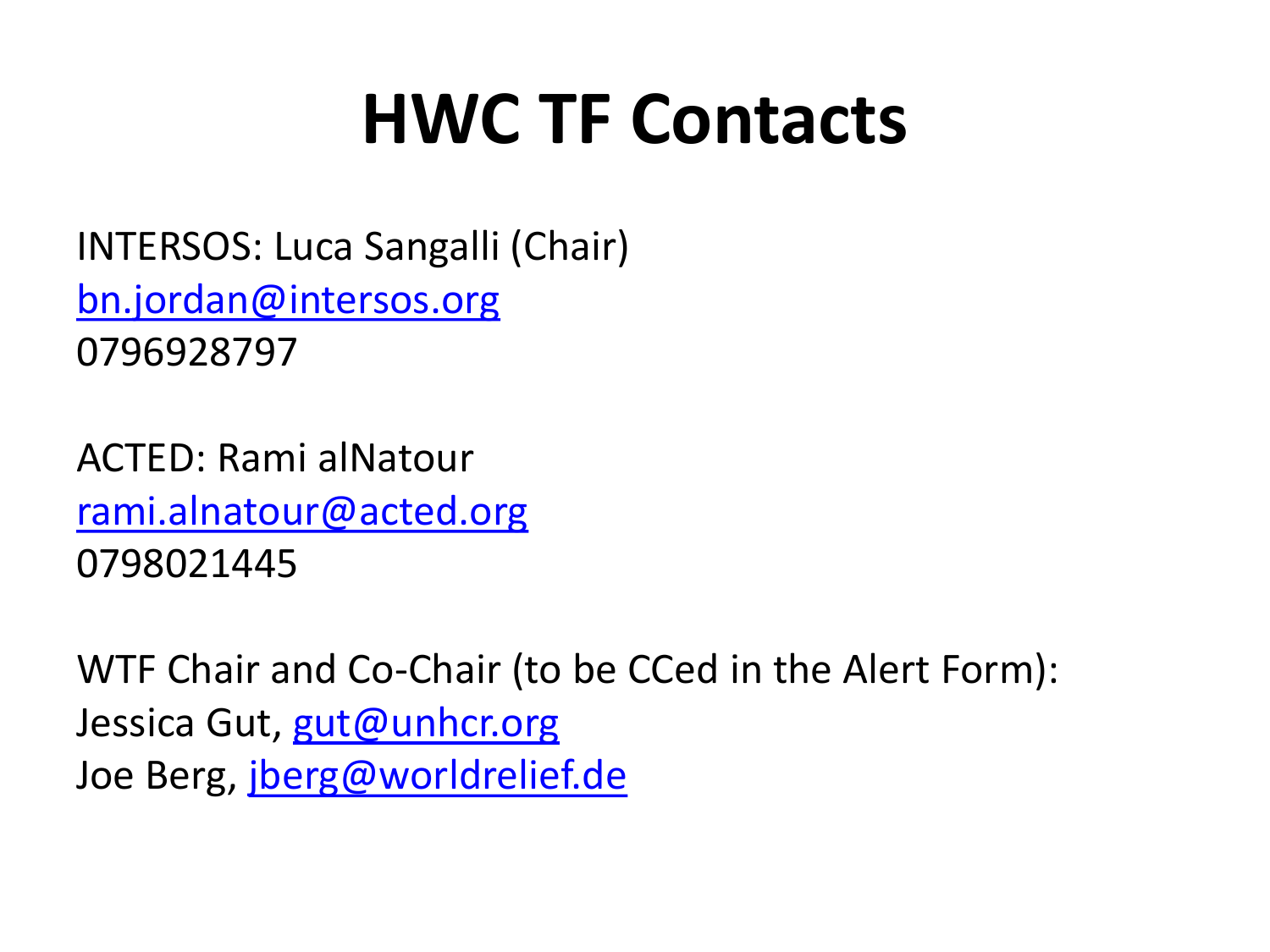# HWC TF Contacts

INTERSOS: Luca Sangalli (Chair)
bn.jordan@intersos.org
0796928797

ACTED: Rami alNatour
rami.alnatour@acted.org
0798021445

WTF Chair and Co-Chair (to be CCed in the Alert Form):
Jessica Gut, gut@unhcr.org
Joe Berg, jberg@worldrelief.de